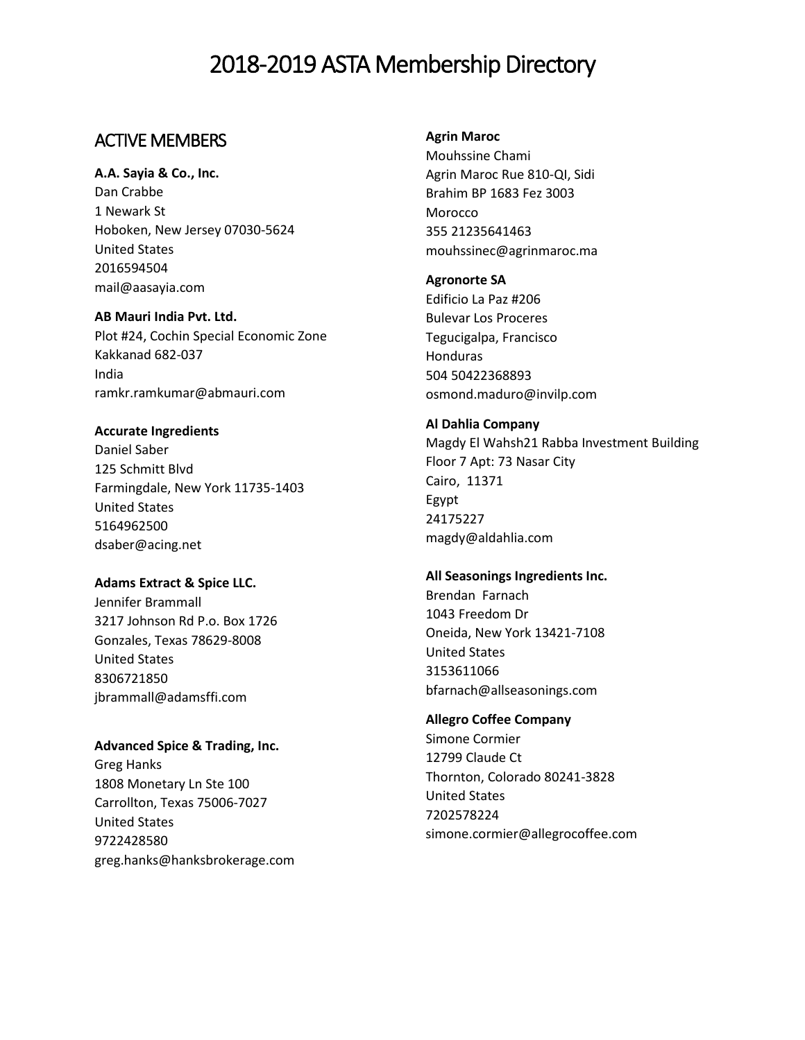# 2018-2019 ASTA Membership Directory

## ACTIVE MEMBERS

**A.A. Sayia & Co., Inc.**
Dan Crabbe
1 Newark St
Hoboken, New Jersey 07030-5624
United States
2016594504
mail@aasayia.com

**AB Mauri India Pvt. Ltd.**
Plot #24, Cochin Special Economic Zone
Kakkanad 682-037
India
ramkr.ramkumar@abmauri.com

**Accurate Ingredients**
Daniel Saber
125 Schmitt Blvd
Farmingdale, New York 11735-1403
United States
5164962500
dsaber@acing.net

**Adams Extract & Spice LLC.**
Jennifer Brammall
3217 Johnson Rd P.o. Box 1726
Gonzales, Texas 78629-8008
United States
8306721850
jbrammall@adamsffi.com

**Advanced Spice & Trading, Inc.**
Greg Hanks
1808 Monetary Ln Ste 100
Carrollton, Texas 75006-7027
United States
9722428580
greg.hanks@hanksbrokerage.com

**Agrin Maroc**
Mouhssine Chami
Agrin Maroc Rue 810-QI, Sidi
Brahim BP 1683 Fez 3003
Morocco
355 21235641463
mouhssinec@agrinmaroc.ma

**Agronorte SA**
Edificio La Paz #206
Bulevar Los Proceres
Tegucigalpa, Francisco
Honduras
504 50422368893
osmond.maduro@invilp.com

**Al Dahlia Company**
Magdy El Wahsh21 Rabba Investment Building
Floor 7 Apt: 73 Nasar City
Cairo, 11371
Egypt
24175227
magdy@aldahlia.com

**All Seasonings Ingredients Inc.**
Brendan Farnach
1043 Freedom Dr
Oneida, New York 13421-7108
United States
3153611066
bfarnach@allseasonings.com

**Allegro Coffee Company**
Simone Cormier
12799 Claude Ct
Thornton, Colorado 80241-3828
United States
7202578224
simone.cormier@allegrocoffee.com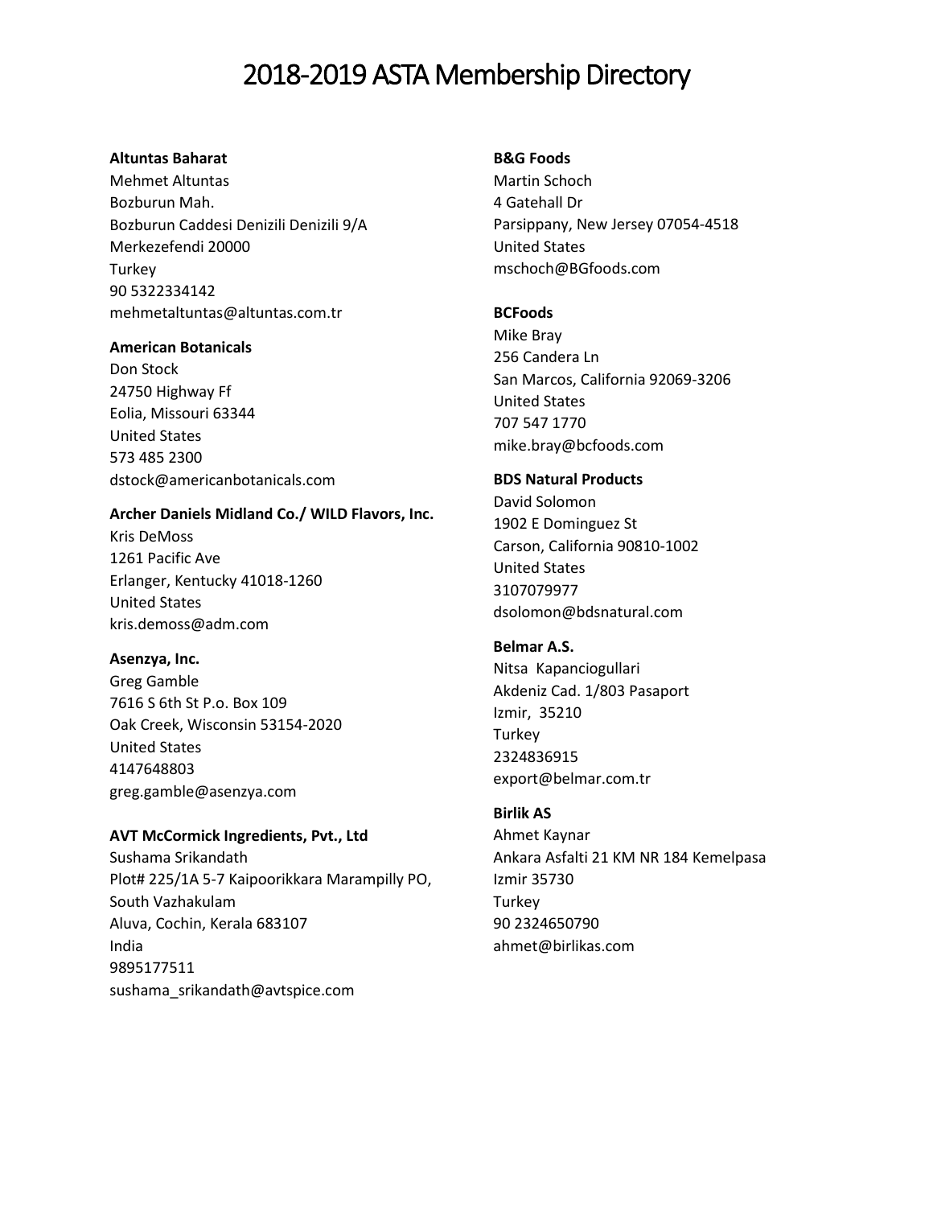# 2018-2019 ASTA Membership Directory

**Altuntas Baharat**
Mehmet Altuntas
Bozburun Mah.
Bozburun Caddesi Denizili Denizili 9/A
Merkezefendi 20000
Turkey
90 5322334142
mehmetaltuntas@altuntas.com.tr

**American Botanicals**
Don Stock
24750 Highway Ff
Eolia, Missouri 63344
United States
573 485 2300
dstock@americanbotanicals.com

**Archer Daniels Midland Co./ WILD Flavors, Inc.**
Kris DeMoss
1261 Pacific Ave
Erlanger, Kentucky 41018-1260
United States
kris.demoss@adm.com

**Asenzya, Inc.**
Greg Gamble
7616 S 6th St P.o. Box 109
Oak Creek, Wisconsin 53154-2020
United States
4147648803
greg.gamble@asenzya.com

**AVT McCormick Ingredients, Pvt., Ltd**
Sushama Srikandath
Plot# 225/1A 5-7 Kaipoorikkara Marampilly PO, South Vazhakulam
Aluva, Cochin, Kerala 683107
India
9895177511
sushama_srikandath@avtspice.com

**B&G Foods**
Martin Schoch
4 Gatehall Dr
Parsippany, New Jersey 07054-4518
United States
mschoch@BGfoods.com

**BCFoods**
Mike Bray
256 Candera Ln
San Marcos, California 92069-3206
United States
707 547 1770
mike.bray@bcfoods.com

**BDS Natural Products**
David Solomon
1902 E Dominguez St
Carson, California 90810-1002
United States
3107079977
dsolomon@bdsnatural.com

**Belmar A.S.**
Nitsa Kapanciogullari
Akdeniz Cad. 1/803 Pasaport
Izmir, 35210
Turkey
2324836915
export@belmar.com.tr

**Birlik AS**
Ahmet Kaynar
Ankara Asfalti 21 KM NR 184 Kemelpasa
Izmir 35730
Turkey
90 2324650790
ahmet@birlikas.com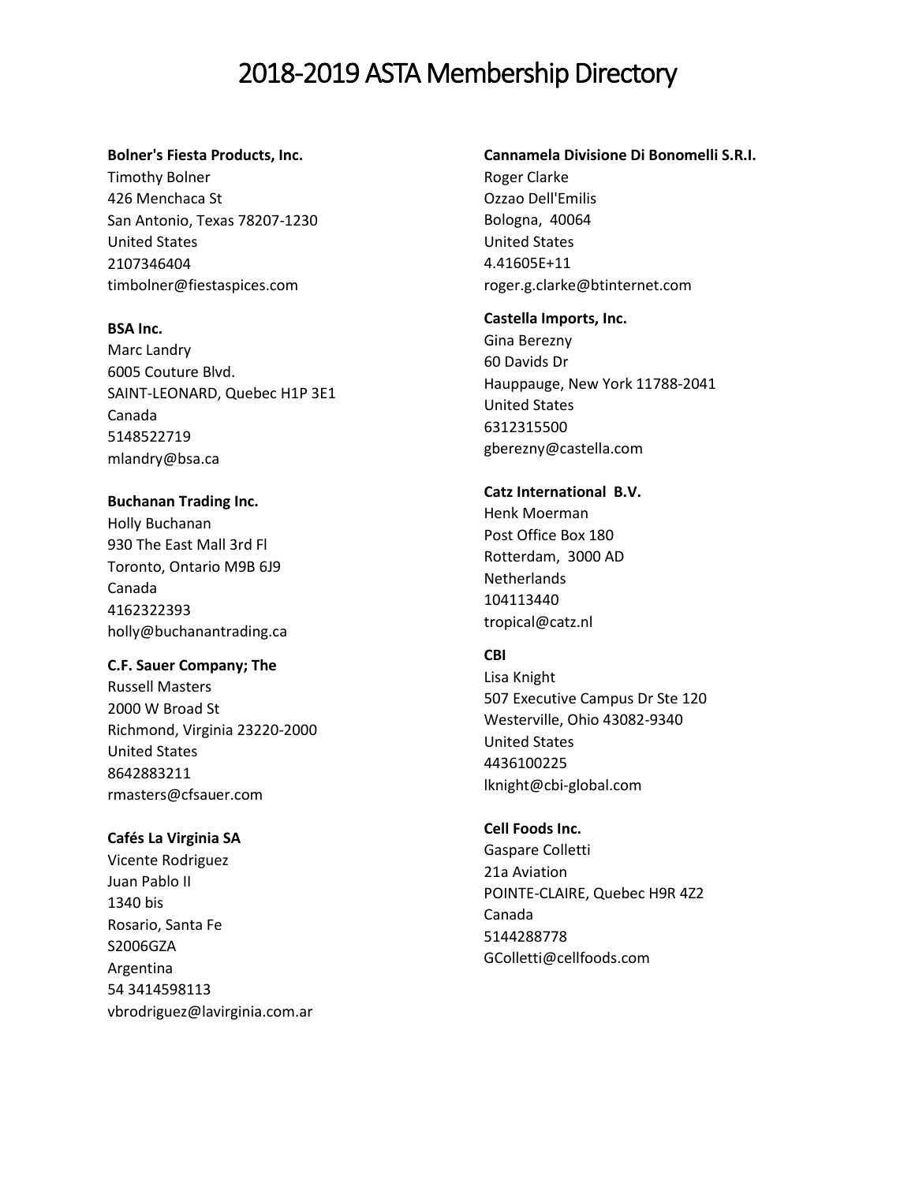# 2018-2019 ASTA Membership Directory

**Bolner's Fiesta Products, Inc.**
Timothy Bolner
426 Menchaca St
San Antonio, Texas 78207-1230
United States
2107346404
timbolner@fiestaspices.com

**BSA Inc.**
Marc Landry
6005 Couture Blvd.
SAINT-LEONARD, Quebec H1P 3E1
Canada
5148522719
mlandry@bsa.ca

**Buchanan Trading Inc.**
Holly Buchanan
930 The East Mall 3rd Fl
Toronto, Ontario M9B 6J9
Canada
4162322393
holly@buchanantrading.ca

**C.F. Sauer Company; The**
Russell Masters
2000 W Broad St
Richmond, Virginia 23220-2000
United States
8642883211
rmasters@cfsauer.com

**Cafés La Virginia SA**
Vicente Rodriguez
Juan Pablo II
1340 bis
Rosario, Santa Fe
S2006GZA
Argentina
54 3414598113
vbrodriguez@lavirginia.com.ar

**Cannamela Divisione Di Bonomelli S.R.I.**
Roger Clarke
Ozzao Dell'Emilis
Bologna, 40064
United States
4.41605E+11
roger.g.clarke@btinternet.com

**Castella Imports, Inc.**
Gina Berezny
60 Davids Dr
Hauppauge, New York 11788-2041
United States
6312315500
gberezny@castella.com

**Catz International B.V.**
Henk Moerman
Post Office Box 180
Rotterdam, 3000 AD
Netherlands
104113440
tropical@catz.nl

**CBI**
Lisa Knight
507 Executive Campus Dr Ste 120
Westerville, Ohio 43082-9340
United States
4436100225
lknight@cbi-global.com

**Cell Foods Inc.**
Gaspare Colletti
21a Aviation
POINTE-CLAIRE, Quebec H9R 4Z2
Canada
5144288778
GColletti@cellfoods.com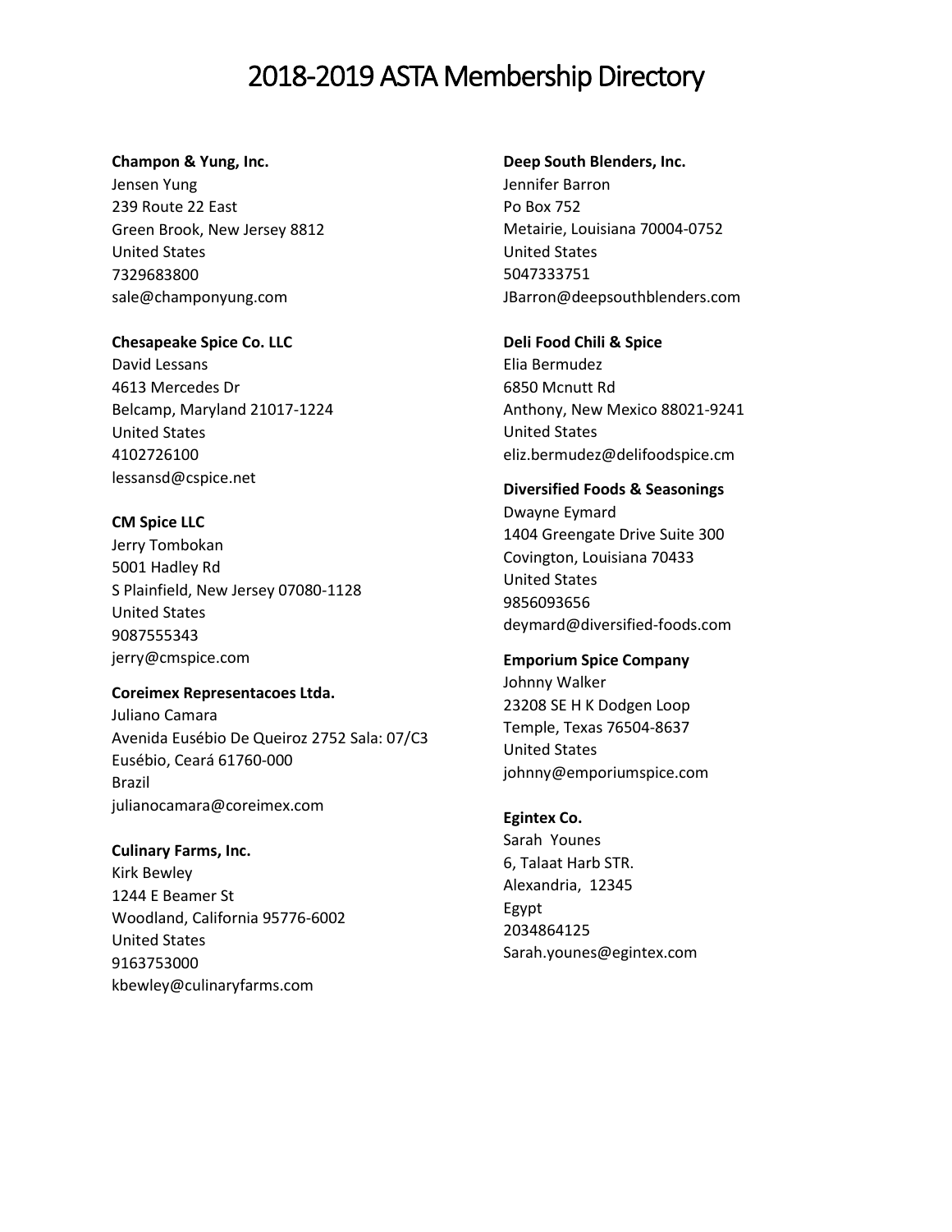# 2018-2019 ASTA Membership Directory

**Champon & Yung, Inc.**
Jensen Yung
239 Route 22 East
Green Brook, New Jersey 8812
United States
7329683800
sale@champonyung.com

**Chesapeake Spice Co. LLC**
David Lessans
4613 Mercedes Dr
Belcamp, Maryland 21017-1224
United States
4102726100
lessansd@cspice.net

**CM Spice LLC**
Jerry Tombokan
5001 Hadley Rd
S Plainfield, New Jersey 07080-1128
United States
9087555343
jerry@cmspice.com

**Coreimex Representacoes Ltda.**
Juliano Camara
Avenida Eusébio De Queiroz 2752 Sala: 07/C3
Eusébio, Ceará 61760-000
Brazil
julianocamara@coreimex.com

**Culinary Farms, Inc.**
Kirk Bewley
1244 E Beamer St
Woodland, California 95776-6002
United States
9163753000
kbewley@culinaryfarms.com

**Deep South Blenders, Inc.**
Jennifer Barron
Po Box 752
Metairie, Louisiana 70004-0752
United States
5047333751
JBarron@deepsouthblenders.com

**Deli Food Chili & Spice**
Elia Bermudez
6850 Mcnutt Rd
Anthony, New Mexico 88021-9241
United States
eliz.bermudez@delifoodspice.cm

**Diversified Foods & Seasonings**
Dwayne Eymard
1404 Greengate Drive Suite 300
Covington, Louisiana 70433
United States
9856093656
deymard@diversified-foods.com

**Emporium Spice Company**
Johnny Walker
23208 SE H K Dodgen Loop
Temple, Texas 76504-8637
United States
johnny@emporiumspice.com

**Egintex Co.**
Sarah Younes
6, Talaat Harb STR.
Alexandria, 12345
Egypt
2034864125
Sarah.younes@egintex.com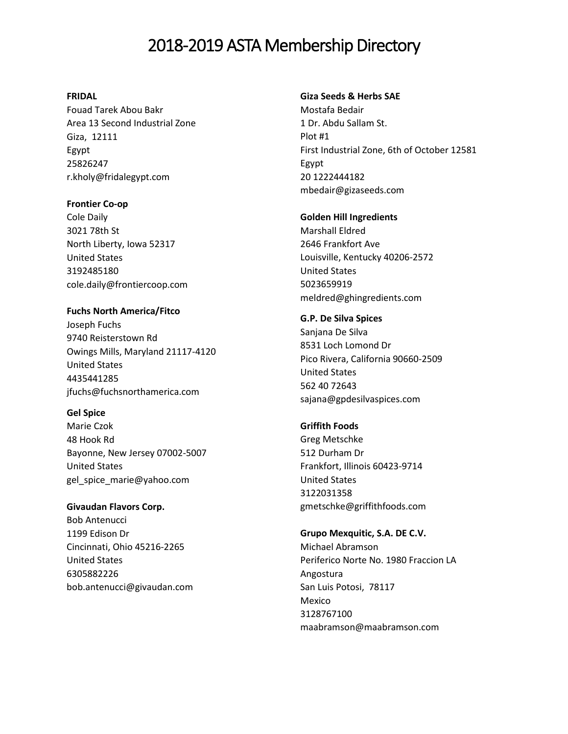# 2018-2019 ASTA Membership Directory

**FRIDAL**
Fouad Tarek Abou Bakr
Area 13 Second Industrial Zone
Giza, 12111
Egypt
25826247
r.kholy@fridalegypt.com

**Frontier Co-op**
Cole Daily
3021 78th St
North Liberty, Iowa 52317
United States
3192485180
cole.daily@frontiercoop.com

**Fuchs North America/Fitco**
Joseph Fuchs
9740 Reisterstown Rd
Owings Mills, Maryland 21117-4120
United States
4435441285
jfuchs@fuchsnorthamerica.com

**Gel Spice**
Marie Czok
48 Hook Rd
Bayonne, New Jersey 07002-5007
United States
gel_spice_marie@yahoo.com

**Givaudan Flavors Corp.**
Bob Antenucci
1199 Edison Dr
Cincinnati, Ohio 45216-2265
United States
6305882226
bob.antenucci@givaudan.com

**Giza Seeds & Herbs SAE**
Mostafa Bedair
1 Dr. Abdu Sallam St.
Plot #1
First Industrial Zone, 6th of October 12581
Egypt
20 1222444182
mbedair@gizaseeds.com

**Golden Hill Ingredients**
Marshall Eldred
2646 Frankfort Ave
Louisville, Kentucky 40206-2572
United States
5023659919
meldred@ghingredients.com

**G.P. De Silva Spices**
Sanjana De Silva
8531 Loch Lomond Dr
Pico Rivera, California 90660-2509
United States
562 40 72643
sajana@gpdesilvaspices.com

**Griffith Foods**
Greg Metschke
512 Durham Dr
Frankfort, Illinois 60423-9714
United States
3122031358
gmetschke@griffithfoods.com

**Grupo Mexquitic, S.A. DE C.V.**
Michael Abramson
Periferico Norte No. 1980 Fraccion LA Angostura
San Luis Potosi, 78117
Mexico
3128767100
maabramson@maabramson.com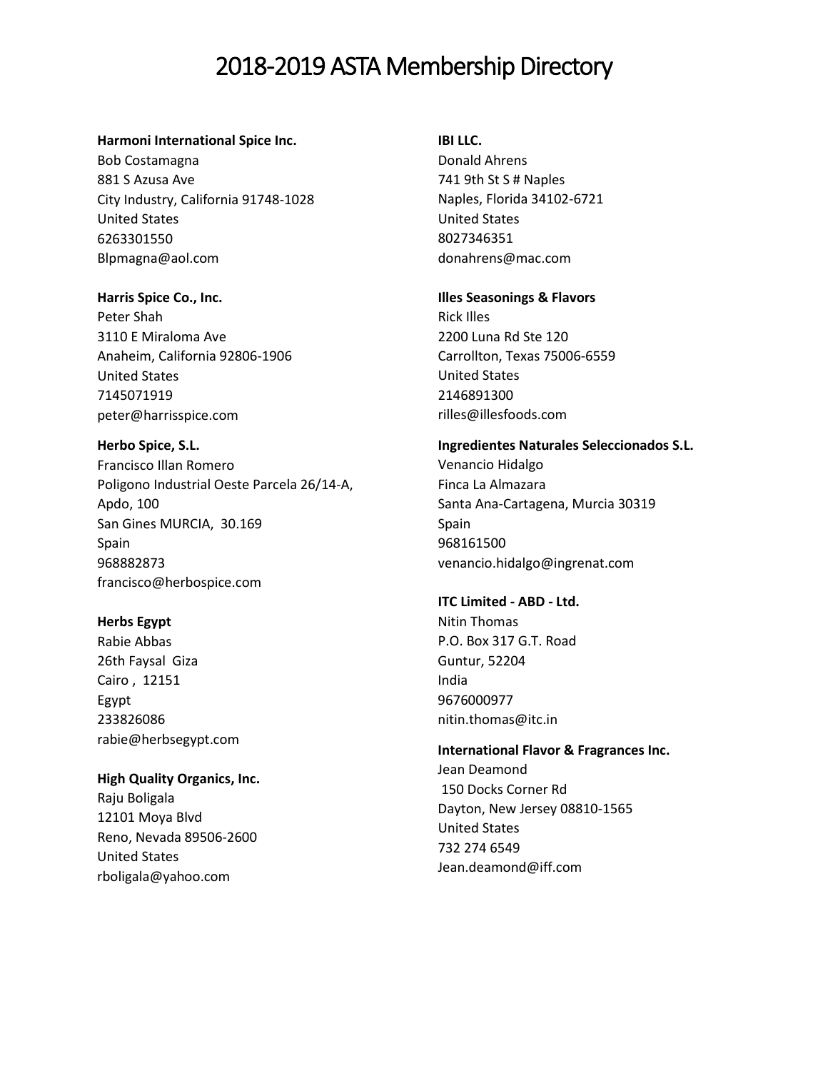# 2018-2019 ASTA Membership Directory

**Harmoni International Spice Inc.**
Bob Costamagna
881 S Azusa Ave
City Industry, California 91748-1028
United States
6263301550
Blpmagna@aol.com

**Harris Spice Co., Inc.**
Peter Shah
3110 E Miraloma Ave
Anaheim, California 92806-1906
United States
7145071919
peter@harrisspice.com

**Herbo Spice, S.L.**
Francisco Illan Romero
Poligono Industrial Oeste Parcela 26/14-A,
Apdo, 100
San Gines MURCIA, 30.169
Spain
968882873
francisco@herbospice.com

**Herbs Egypt**
Rabie Abbas
26th Faysal Giza
Cairo , 12151
Egypt
233826086
rabie@herbsegypt.com

**High Quality Organics, Inc.**
Raju Boligala
12101 Moya Blvd
Reno, Nevada 89506-2600
United States
rboligala@yahoo.com

**IBI LLC.**
Donald Ahrens
741 9th St S # Naples
Naples, Florida 34102-6721
United States
8027346351
donahrens@mac.com

**Illes Seasonings & Flavors**
Rick Illes
2200 Luna Rd Ste 120
Carrollton, Texas 75006-6559
United States
2146891300
rilles@illesfoods.com

**Ingredientes Naturales Seleccionados S.L.**
Venancio Hidalgo
Finca La Almazara
Santa Ana-Cartagena, Murcia 30319
Spain
968161500
venancio.hidalgo@ingrenat.com

**ITC Limited - ABD - Ltd.**
Nitin Thomas
P.O. Box 317 G.T. Road
Guntur, 52204
India
9676000977
nitin.thomas@itc.in

**International Flavor & Fragrances Inc.**
Jean Deamond
150 Docks Corner Rd
Dayton, New Jersey 08810-1565
United States
732 274 6549
Jean.deamond@iff.com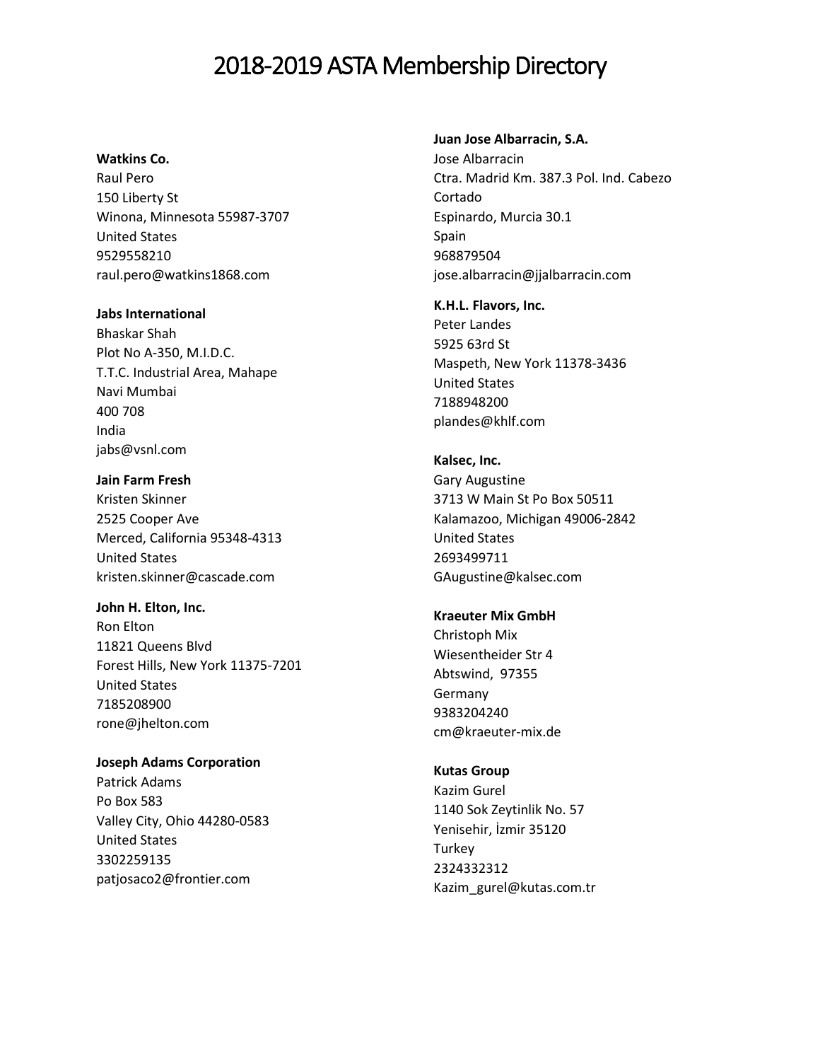# 2018-2019 ASTA Membership Directory

**Watkins Co.**
Raul Pero
150 Liberty St
Winona, Minnesota 55987-3707
United States
9529558210
raul.pero@watkins1868.com

**Jabs International**
Bhaskar Shah
Plot No A-350, M.I.D.C.
T.T.C. Industrial Area, Mahape
Navi Mumbai
400 708
India
jabs@vsnl.com

**Jain Farm Fresh**
Kristen Skinner
2525 Cooper Ave
Merced, California 95348-4313
United States
kristen.skinner@cascade.com

**John H. Elton, Inc.**
Ron Elton
11821 Queens Blvd
Forest Hills, New York 11375-7201
United States
7185208900
rone@jhelton.com

**Joseph Adams Corporation**
Patrick Adams
Po Box 583
Valley City, Ohio 44280-0583
United States
3302259135
patjosaco2@frontier.com

**Juan Jose Albarracin, S.A.**
Jose Albarracin
Ctra. Madrid Km. 387.3 Pol. Ind. Cabezo Cortado
Espinardo, Murcia 30.1
Spain
968879504
jose.albarracin@jjalbarracin.com

**K.H.L. Flavors, Inc.**
Peter Landes
5925 63rd St
Maspeth, New York 11378-3436
United States
7188948200
plandes@khlf.com

**Kalsec, Inc.**
Gary Augustine
3713 W Main St Po Box 50511
Kalamazoo, Michigan 49006-2842
United States
2693499711
GAugustine@kalsec.com

**Kraeuter Mix GmbH**
Christoph Mix
Wiesentheider Str 4
Abtswind, 97355
Germany
9383204240
cm@kraeuter-mix.de

**Kutas Group**
Kazim Gurel
1140 Sok Zeytinlik No. 57
Yenisehir, İzmir 35120
Turkey
2324332312
Kazim_gurel@kutas.com.tr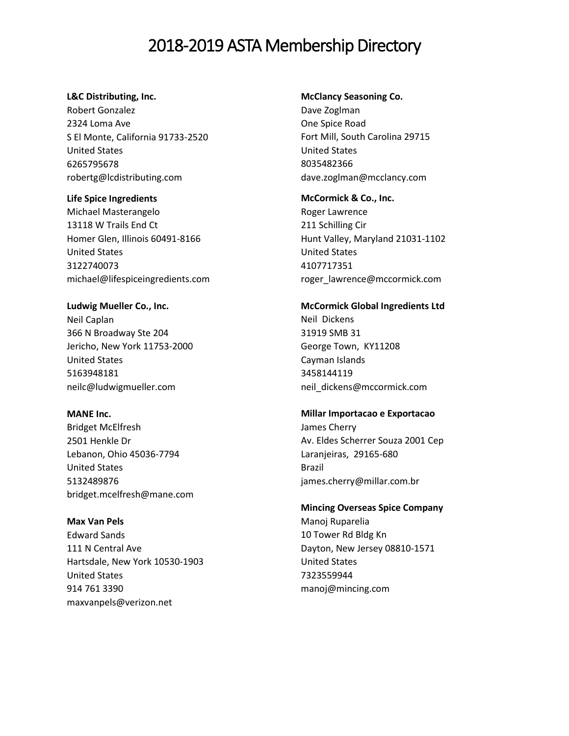# 2018-2019 ASTA Membership Directory

**L&C Distributing, Inc.**
Robert Gonzalez
2324 Loma Ave
S El Monte, California 91733-2520
United States
6265795678
robertg@lcdistributing.com

**Life Spice Ingredients**
Michael Masterangelo
13118 W Trails End Ct
Homer Glen, Illinois 60491-8166
United States
3122740073
michael@lifespiceingredients.com

**Ludwig Mueller Co., Inc.**
Neil Caplan
366 N Broadway Ste 204
Jericho, New York 11753-2000
United States
5163948181
neilc@ludwigmueller.com

**MANE Inc.**
Bridget McElfresh
2501 Henkle Dr
Lebanon, Ohio 45036-7794
United States
5132489876
bridget.mcelfresh@mane.com

**Max Van Pels**
Edward Sands
111 N Central Ave
Hartsdale, New York 10530-1903
United States
914 761 3390
maxvanpels@verizon.net

**McClancy Seasoning Co.**
Dave Zoglman
One Spice Road
Fort Mill, South Carolina 29715
United States
8035482366
dave.zoglman@mcclancy.com

**McCormick & Co., Inc.**
Roger Lawrence
211 Schilling Cir
Hunt Valley, Maryland 21031-1102
United States
4107717351
roger_lawrence@mccormick.com

**McCormick Global Ingredients Ltd**
Neil Dickens
31919 SMB 31
George Town, KY11208
Cayman Islands
3458144119
neil_dickens@mccormick.com

**Millar Importacao e Exportacao**
James Cherry
Av. Eldes Scherrer Souza 2001 Cep
Laranjeiras, 29165-680
Brazil
james.cherry@millar.com.br

**Mincing Overseas Spice Company**
Manoj Ruparelia
10 Tower Rd Bldg Kn
Dayton, New Jersey 08810-1571
United States
7323559944
manoj@mincing.com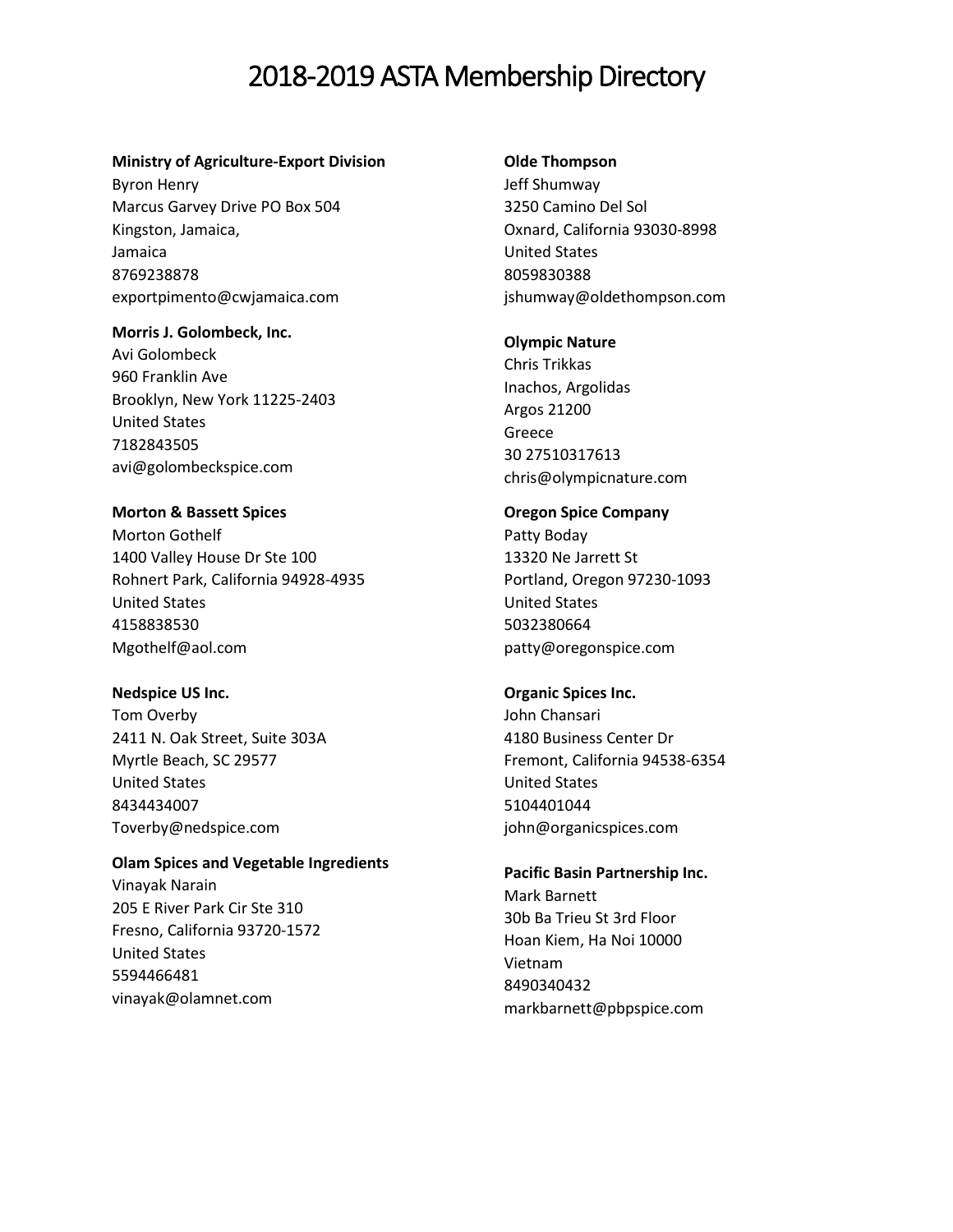# 2018-2019 ASTA Membership Directory

**Ministry of Agriculture-Export Division**
Byron Henry
Marcus Garvey Drive PO Box 504
Kingston, Jamaica,
Jamaica
8769238878
exportpimento@cwjamaica.com

**Morris J. Golombeck, Inc.**
Avi Golombeck
960 Franklin Ave
Brooklyn, New York 11225-2403
United States
7182843505
avi@golombeckspice.com

**Morton & Bassett Spices**
Morton Gothelf
1400 Valley House Dr Ste 100
Rohnert Park, California 94928-4935
United States
4158838530
Mgothelf@aol.com

**Nedspice US Inc.**
Tom Overby
2411 N. Oak Street, Suite 303A
Myrtle Beach, SC 29577
United States
8434434007
Toverby@nedspice.com

**Olam Spices and Vegetable Ingredients**
Vinayak Narain
205 E River Park Cir Ste 310
Fresno, California 93720-1572
United States
5594466481
vinayak@olamnet.com

**Olde Thompson**
Jeff Shumway
3250 Camino Del Sol
Oxnard, California 93030-8998
United States
8059830388
jshumway@oldethompson.com

**Olympic Nature**
Chris Trikkas
Inachos, Argolidas
Argos 21200
Greece
30 27510317613
chris@olympicnature.com

**Oregon Spice Company**
Patty Boday
13320 Ne Jarrett St
Portland, Oregon 97230-1093
United States
5032380664
patty@oregonspice.com

**Organic Spices Inc.**
John Chansari
4180 Business Center Dr
Fremont, California 94538-6354
United States
5104401044
john@organicspices.com

**Pacific Basin Partnership Inc.**
Mark Barnett
30b Ba Trieu St 3rd Floor
Hoan Kiem, Ha Noi 10000
Vietnam
8490340432
markbarnett@pbpspice.com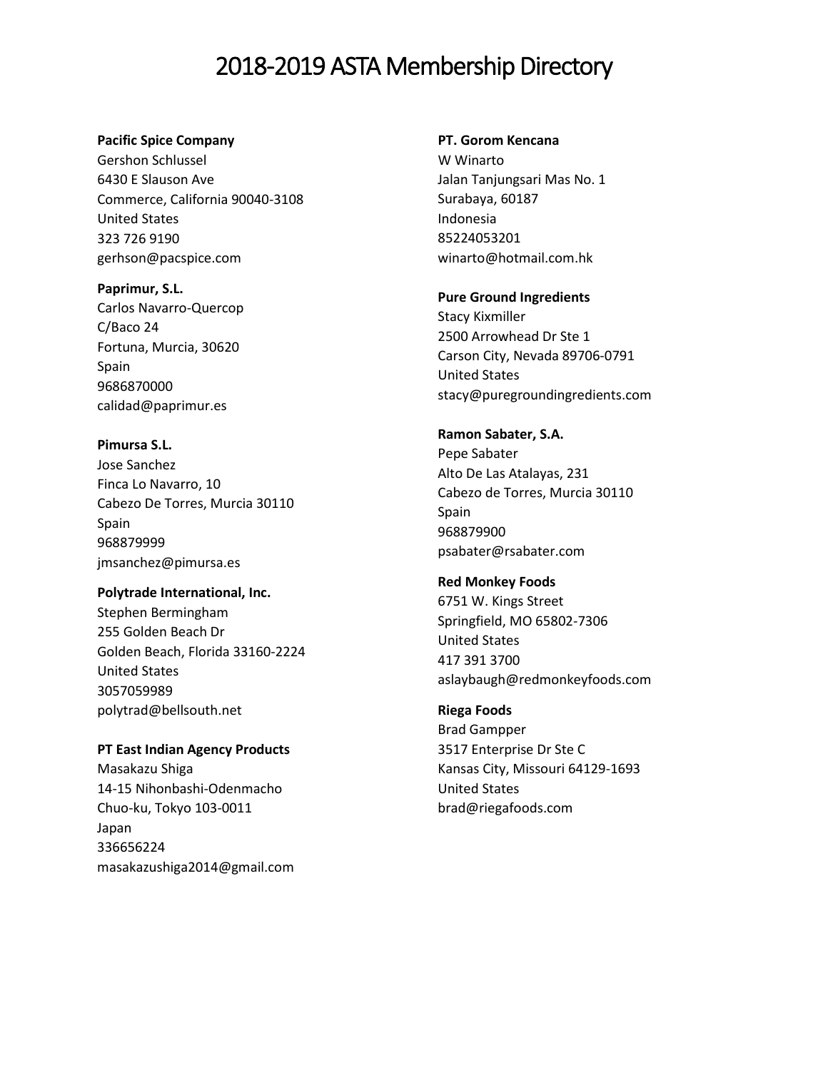# 2018-2019 ASTA Membership Directory

**Pacific Spice Company**
Gershon Schlussel
6430 E Slauson Ave
Commerce, California 90040-3108
United States
323 726 9190
gerhson@pacspice.com

**Paprimur, S.L.**
Carlos Navarro-Quercop
C/Baco 24
Fortuna, Murcia, 30620
Spain
9686870000
calidad@paprimur.es

**Pimursa S.L.**
Jose Sanchez
Finca Lo Navarro, 10
Cabezo De Torres, Murcia 30110
Spain
968879999
jmsanchez@pimursa.es

**Polytrade International, Inc.**
Stephen Bermingham
255 Golden Beach Dr
Golden Beach, Florida 33160-2224
United States
3057059989
polytrad@bellsouth.net

**PT East Indian Agency Products**
Masakazu Shiga
14-15 Nihonbashi-Odenmacho
Chuo-ku, Tokyo 103-0011
Japan
336656224
masakazushiga2014@gmail.com

**PT. Gorom Kencana**
W Winarto
Jalan Tanjungsari Mas No. 1
Surabaya, 60187
Indonesia
85224053201
winarto@hotmail.com.hk

**Pure Ground Ingredients**
Stacy Kixmiller
2500 Arrowhead Dr Ste 1
Carson City, Nevada 89706-0791
United States
stacy@puregroundingredients.com

**Ramon Sabater, S.A.**
Pepe Sabater
Alto De Las Atalayas, 231
Cabezo de Torres, Murcia 30110
Spain
968879900
psabater@rsabater.com

**Red Monkey Foods**
6751 W. Kings Street
Springfield, MO 65802-7306
United States
417 391 3700
aslaybaugh@redmonkeyfoods.com

**Riega Foods**
Brad Gampper
3517 Enterprise Dr Ste C
Kansas City, Missouri 64129-1693
United States
brad@riegafoods.com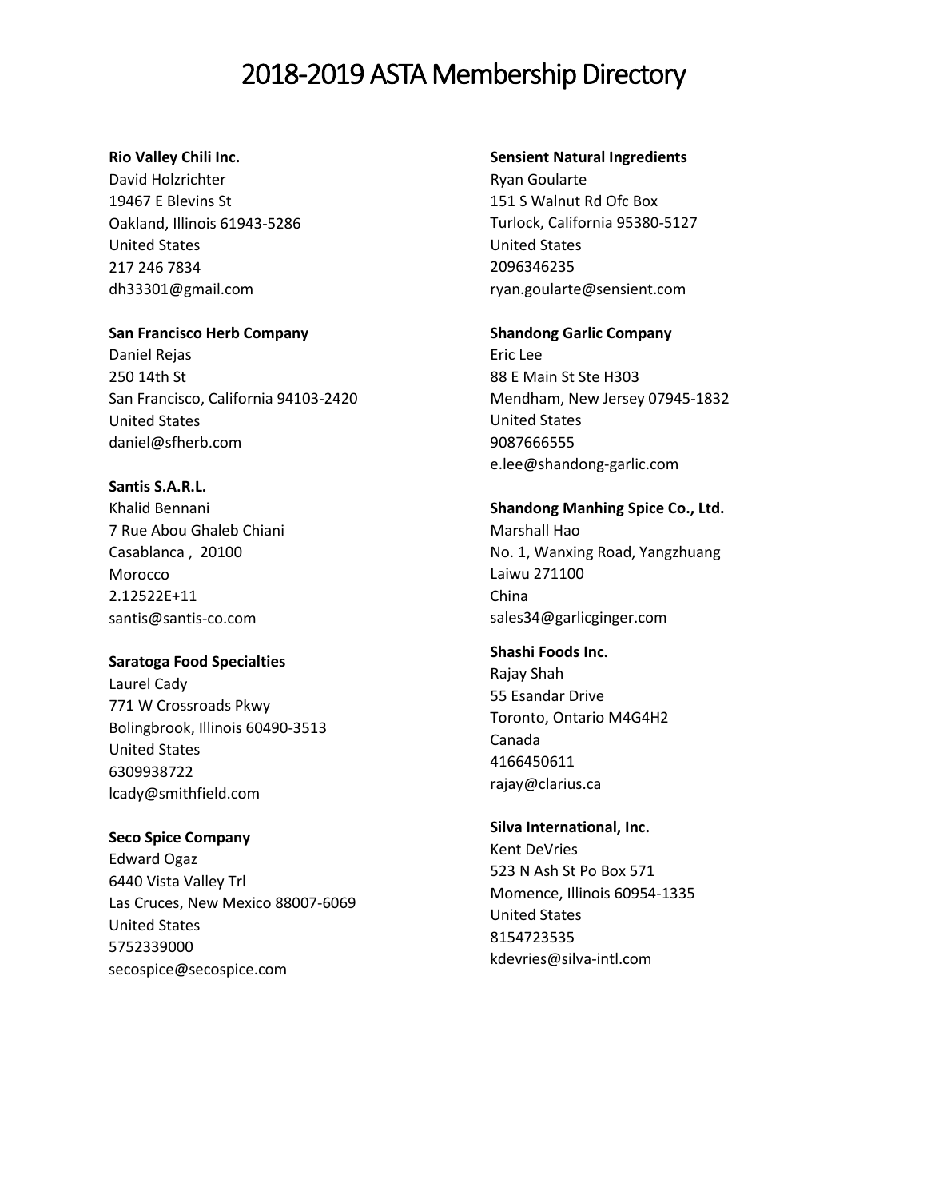# 2018-2019 ASTA Membership Directory

**Rio Valley Chili Inc.**
David Holzrichter
19467 E Blevins St
Oakland, Illinois 61943-5286
United States
217 246 7834
dh33301@gmail.com

**San Francisco Herb Company**
Daniel Rejas
250 14th St
San Francisco, California 94103-2420
United States
daniel@sfherb.com

**Santis S.A.R.L.**
Khalid Bennani
7 Rue Abou Ghaleb Chiani
Casablanca , 20100
Morocco
2.12522E+11
santis@santis-co.com

**Saratoga Food Specialties**
Laurel Cady
771 W Crossroads Pkwy
Bolingbrook, Illinois 60490-3513
United States
6309938722
lcady@smithfield.com

**Seco Spice Company**
Edward Ogaz
6440 Vista Valley Trl
Las Cruces, New Mexico 88007-6069
United States
5752339000
secospice@secospice.com

**Sensient Natural Ingredients**
Ryan Goularte
151 S Walnut Rd Ofc Box
Turlock, California 95380-5127
United States
2096346235
ryan.goularte@sensient.com

**Shandong Garlic Company**
Eric Lee
88 E Main St Ste H303
Mendham, New Jersey 07945-1832
United States
9087666555
e.lee@shandong-garlic.com

**Shandong Manhing Spice Co., Ltd.**
Marshall Hao
No. 1, Wanxing Road, Yangzhuang
Laiwu 271100
China
sales34@garlicginger.com

**Shashi Foods Inc.**
Rajay Shah
55 Esandar Drive
Toronto, Ontario M4G4H2
Canada
4166450611
rajay@clarius.ca

**Silva International, Inc.**
Kent DeVries
523 N Ash St Po Box 571
Momence, Illinois 60954-1335
United States
8154723535
kdevries@silva-intl.com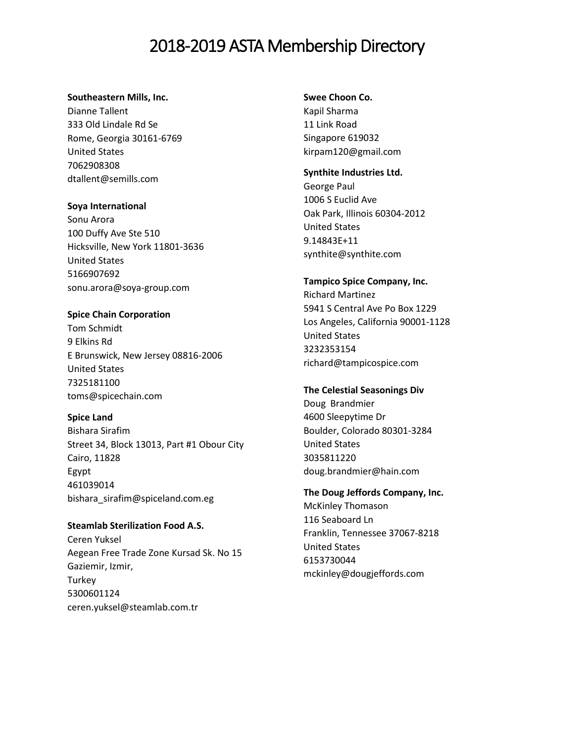# 2018-2019 ASTA Membership Directory

**Southeastern Mills, Inc.**
Dianne Tallent
333 Old Lindale Rd Se
Rome, Georgia 30161-6769
United States
7062908308
dtallent@semills.com

**Soya International**
Sonu Arora
100 Duffy Ave Ste 510
Hicksville, New York 11801-3636
United States
5166907692
sonu.arora@soya-group.com

**Spice Chain Corporation**
Tom Schmidt
9 Elkins Rd
E Brunswick, New Jersey 08816-2006
United States
7325181100
toms@spicechain.com

**Spice Land**
Bishara Sirafim
Street 34, Block 13013, Part #1 Obour City
Cairo, 11828
Egypt
461039014
bishara_sirafim@spiceland.com.eg

**Steamlab Sterilization Food A.S.**
Ceren Yuksel
Aegean Free Trade Zone Kursad Sk. No 15
Gaziemir, Izmir,
Turkey
5300601124
ceren.yuksel@steamlab.com.tr

**Swee Choon Co.**
Kapil Sharma
11 Link Road
Singapore 619032
kirpam120@gmail.com

**Synthite Industries Ltd.**
George Paul
1006 S Euclid Ave
Oak Park, Illinois 60304-2012
United States
9.14843E+11
synthite@synthite.com

**Tampico Spice Company, Inc.**
Richard Martinez
5941 S Central Ave Po Box 1229
Los Angeles, California 90001-1128
United States
3232353154
richard@tampicospice.com

**The Celestial Seasonings Div**
Doug Brandmier
4600 Sleepytime Dr
Boulder, Colorado 80301-3284
United States
3035811220
doug.brandmier@hain.com

**The Doug Jeffords Company, Inc.**
McKinley Thomason
116 Seaboard Ln
Franklin, Tennessee 37067-8218
United States
6153730044
mckinley@dougjeffords.com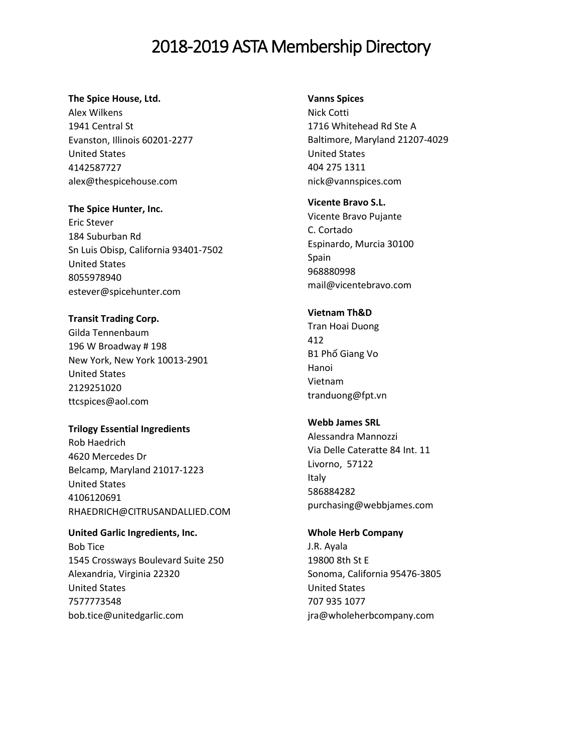# 2018-2019 ASTA Membership Directory

**The Spice House, Ltd.**
Alex Wilkens
1941 Central St
Evanston, Illinois 60201-2277
United States
4142587727
alex@thespicehouse.com

**The Spice Hunter, Inc.**
Eric Stever
184 Suburban Rd
Sn Luis Obisp, California 93401-7502
United States
8055978940
estever@spicehunter.com

**Transit Trading Corp.**
Gilda Tennenbaum
196 W Broadway # 198
New York, New York 10013-2901
United States
2129251020
ttcspices@aol.com

**Trilogy Essential Ingredients**
Rob Haedrich
4620 Mercedes Dr
Belcamp, Maryland 21017-1223
United States
4106120691
RHAEDRICH@CITRUSANDALLIED.COM

**United Garlic Ingredients, Inc.**
Bob Tice
1545 Crossways Boulevard Suite 250
Alexandria, Virginia 22320
United States
7577773548
bob.tice@unitedgarlic.com

**Vanns Spices**
Nick Cotti
1716 Whitehead Rd Ste A
Baltimore, Maryland 21207-4029
United States
404 275 1311
nick@vannspices.com

**Vicente Bravo S.L.**
Vicente Bravo Pujante
C. Cortado
Espinardo, Murcia 30100
Spain
968880998
mail@vicentebravo.com

**Vietnam Th&D**
Tran Hoai Duong
412
B1 Phố Giang Vo
Hanoi
Vietnam
tranduong@fpt.vn

**Webb James SRL**
Alessandra Mannozzi
Via Delle Cateratte 84 Int. 11
Livorno, 57122
Italy
586884282
purchasing@webbjames.com

**Whole Herb Company**
J.R. Ayala
19800 8th St E
Sonoma, California 95476-3805
United States
707 935 1077
jra@wholeherbcompany.com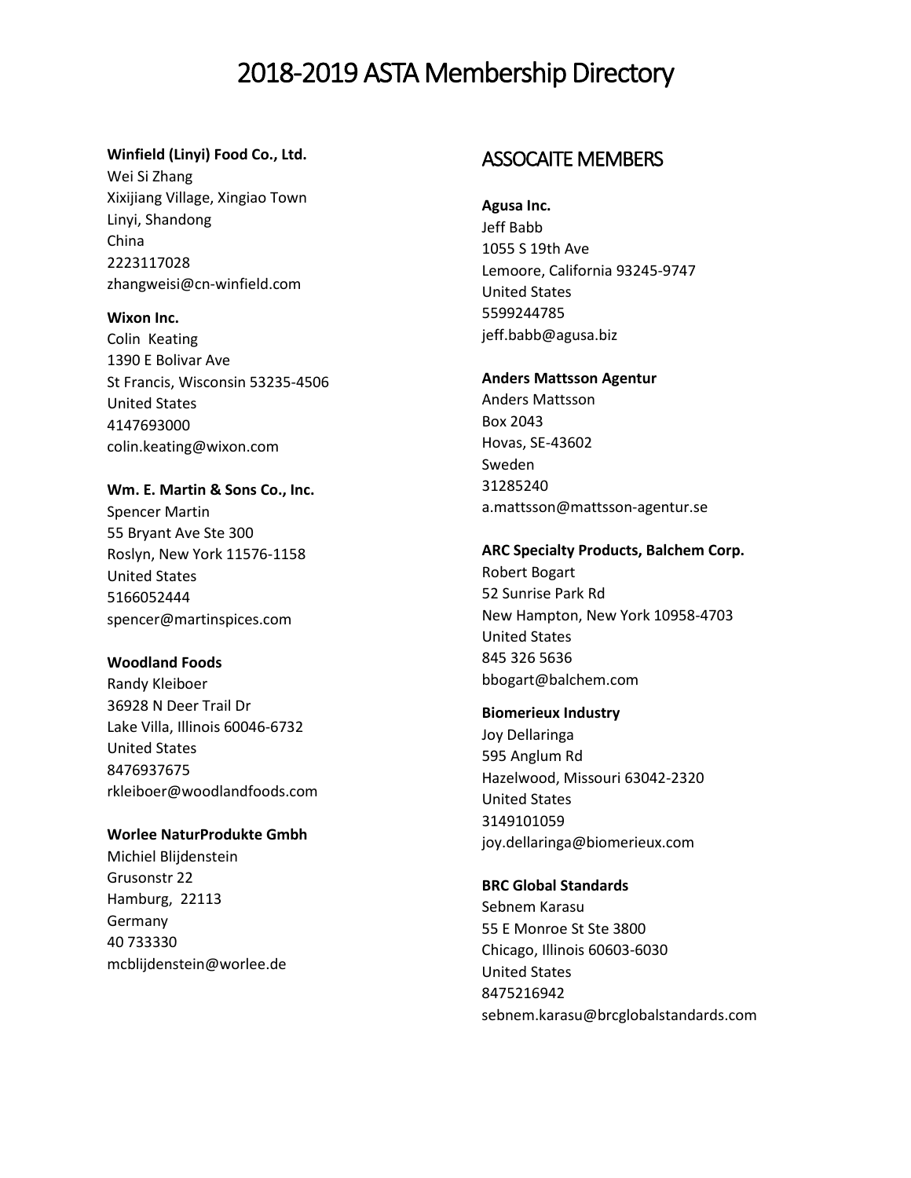# 2018-2019 ASTA Membership Directory

**Winfield (Linyi) Food Co., Ltd.**
Wei Si Zhang
Xixijiang Village, Xingiao Town
Linyi, Shandong
China
2223117028
zhangweisi@cn-winfield.com

**Wixon Inc.**
Colin Keating
1390 E Bolivar Ave
St Francis, Wisconsin 53235-4506
United States
4147693000
colin.keating@wixon.com

**Wm. E. Martin & Sons Co., Inc.**
Spencer Martin
55 Bryant Ave Ste 300
Roslyn, New York 11576-1158
United States
5166052444
spencer@martinspices.com

**Woodland Foods**
Randy Kleiboer
36928 N Deer Trail Dr
Lake Villa, Illinois 60046-6732
United States
8476937675
rkleiboer@woodlandfoods.com

**Worlee NaturProdukte Gmbh**
Michiel Blijdenstein
Grusonstr 22
Hamburg, 22113
Germany
40 733330
mcblijdenstein@worlee.de

## ASSOCAITE MEMBERS

**Agusa Inc.**
Jeff Babb
1055 S 19th Ave
Lemoore, California 93245-9747
United States
5599244785
jeff.babb@agusa.biz

**Anders Mattsson Agentur**
Anders Mattsson
Box 2043
Hovas, SE-43602
Sweden
31285240
a.mattsson@mattsson-agentur.se

**ARC Specialty Products, Balchem Corp.**
Robert Bogart
52 Sunrise Park Rd
New Hampton, New York 10958-4703
United States
845 326 5636
bbogart@balchem.com

**Biomerieux Industry**
Joy Dellaringa
595 Anglum Rd
Hazelwood, Missouri 63042-2320
United States
3149101059
joy.dellaringa@biomerieux.com

**BRC Global Standards**
Sebnem Karasu
55 E Monroe St Ste 3800
Chicago, Illinois 60603-6030
United States
8475216942
sebnem.karasu@brcglobalstandards.com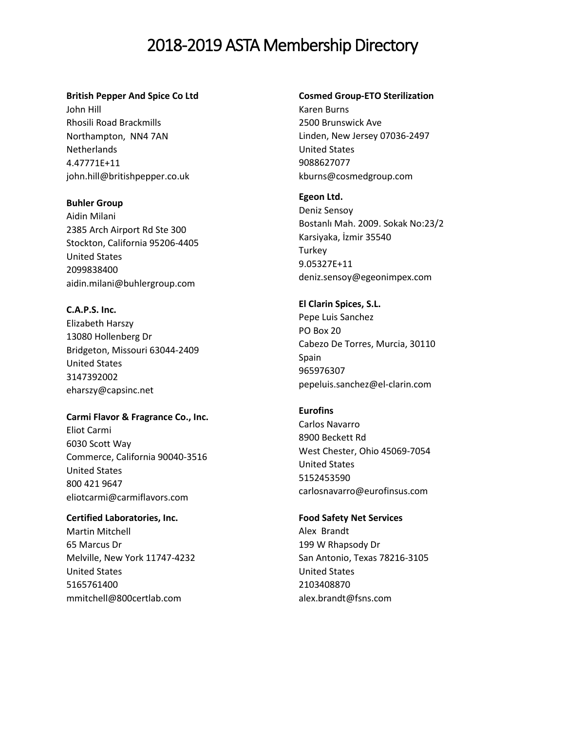# 2018-2019 ASTA Membership Directory

**British Pepper And Spice Co Ltd**
John Hill
Rhosili Road Brackmills
Northampton, NN4 7AN
Netherlands
4.47771E+11
john.hill@britishpepper.co.uk

**Buhler Group**
Aidin Milani
2385 Arch Airport Rd Ste 300
Stockton, California 95206-4405
United States
2099838400
aidin.milani@buhlergroup.com

**C.A.P.S. Inc.**
Elizabeth Harszy
13080 Hollenberg Dr
Bridgeton, Missouri 63044-2409
United States
3147392002
eharszy@capsinc.net

**Carmi Flavor & Fragrance Co., Inc.**
Eliot Carmi
6030 Scott Way
Commerce, California 90040-3516
United States
800 421 9647
eliotcarmi@carmiflavors.com

**Certified Laboratories, Inc.**
Martin Mitchell
65 Marcus Dr
Melville, New York 11747-4232
United States
5165761400
mmitchell@800certlab.com

**Cosmed Group-ETO Sterilization**
Karen Burns
2500 Brunswick Ave
Linden, New Jersey 07036-2497
United States
9088627077
kburns@cosmedgroup.com

**Egeon Ltd.**
Deniz Sensoy
Bostanlı Mah. 2009. Sokak No:23/2
Karsiyaka, İzmir 35540
Turkey
9.05327E+11
deniz.sensoy@egeonimpex.com

**El Clarin Spices, S.L.**
Pepe Luis Sanchez
PO Box 20
Cabezo De Torres, Murcia, 30110
Spain
965976307
pepeluis.sanchez@el-clarin.com

**Eurofins**
Carlos Navarro
8900 Beckett Rd
West Chester, Ohio 45069-7054
United States
5152453590
carlosnavarro@eurofinsus.com

**Food Safety Net Services**
Alex Brandt
199 W Rhapsody Dr
San Antonio, Texas 78216-3105
United States
2103408870
alex.brandt@fsns.com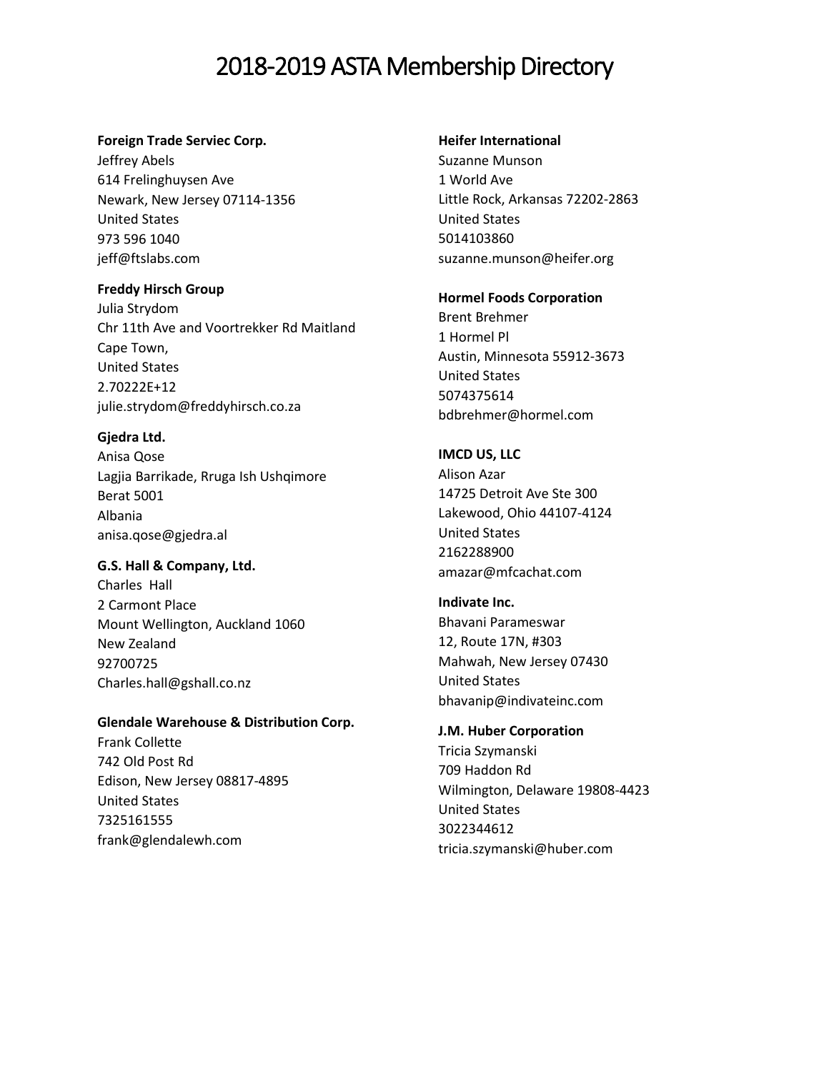# 2018-2019 ASTA Membership Directory

**Foreign Trade Serviec Corp.**
Jeffrey Abels
614 Frelinghuysen Ave
Newark, New Jersey 07114-1356
United States
973 596 1040
jeff@ftslabs.com

**Freddy Hirsch Group**
Julia Strydom
Chr 11th Ave and Voortrekker Rd Maitland
Cape Town,
United States
2.70222E+12
julie.strydom@freddyhirsch.co.za

**Gjedra Ltd.**
Anisa Qose
Lagjia Barrikade, Rruga Ish Ushqimore
Berat 5001
Albania
anisa.qose@gjedra.al

**G.S. Hall & Company, Ltd.**
Charles Hall
2 Carmont Place
Mount Wellington, Auckland 1060
New Zealand
92700725
Charles.hall@gshall.co.nz

**Glendale Warehouse & Distribution Corp.**
Frank Collette
742 Old Post Rd
Edison, New Jersey 08817-4895
United States
7325161555
frank@glendalewh.com

**Heifer International**
Suzanne Munson
1 World Ave
Little Rock, Arkansas 72202-2863
United States
5014103860
suzanne.munson@heifer.org

**Hormel Foods Corporation**
Brent Brehmer
1 Hormel Pl
Austin, Minnesota 55912-3673
United States
5074375614
bdbrehmer@hormel.com

**IMCD US, LLC**
Alison Azar
14725 Detroit Ave Ste 300
Lakewood, Ohio 44107-4124
United States
2162288900
amazar@mfcachat.com

**Indivate Inc.**
Bhavani Parameswar
12, Route 17N, #303
Mahwah, New Jersey 07430
United States
bhavanip@indivateinc.com

**J.M. Huber Corporation**
Tricia Szymanski
709 Haddon Rd
Wilmington, Delaware 19808-4423
United States
3022344612
tricia.szymanski@huber.com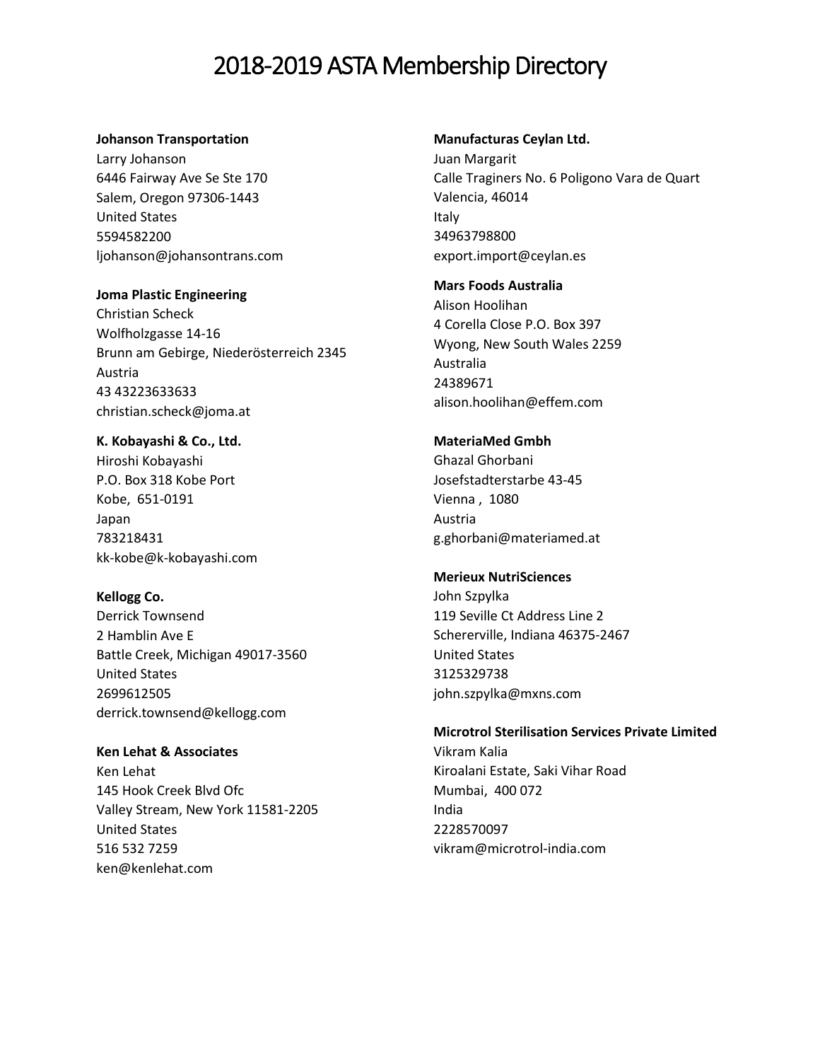# 2018-2019 ASTA Membership Directory

**Johanson Transportation**
Larry Johanson
6446 Fairway Ave Se Ste 170
Salem, Oregon 97306-1443
United States
5594582200
ljohanson@johansontrans.com

**Joma Plastic Engineering**
Christian Scheck
Wolfholzgasse 14-16
Brunn am Gebirge, Niederösterreich 2345
Austria
43 43223633633
christian.scheck@joma.at

**K. Kobayashi & Co., Ltd.**
Hiroshi Kobayashi
P.O. Box 318 Kobe Port
Kobe, 651-0191
Japan
783218431
kk-kobe@k-kobayashi.com

**Kellogg Co.**
Derrick Townsend
2 Hamblin Ave E
Battle Creek, Michigan 49017-3560
United States
2699612505
derrick.townsend@kellogg.com

**Ken Lehat & Associates**
Ken Lehat
145 Hook Creek Blvd Ofc
Valley Stream, New York 11581-2205
United States
516 532 7259
ken@kenlehat.com

**Manufacturas Ceylan Ltd.**
Juan Margarit
Calle Traginers No. 6 Poligono Vara de Quart
Valencia, 46014
Italy
34963798800
export.import@ceylan.es

**Mars Foods Australia**
Alison Hoolihan
4 Corella Close P.O. Box 397
Wyong, New South Wales 2259
Australia
24389671
alison.hoolihan@effem.com

**MateriaMed Gmbh**
Ghazal Ghorbani
Josefstadterstarbe 43-45
Vienna , 1080
Austria
g.ghorbani@materiamed.at

**Merieux NutriSciences**
John Szpylka
119 Seville Ct Address Line 2
Schererville, Indiana 46375-2467
United States
3125329738
john.szpylka@mxns.com

**Microtrol Sterilisation Services Private Limited**
Vikram Kalia
Kiroalani Estate, Saki Vihar Road
Mumbai, 400 072
India
2228570097
vikram@microtrol-india.com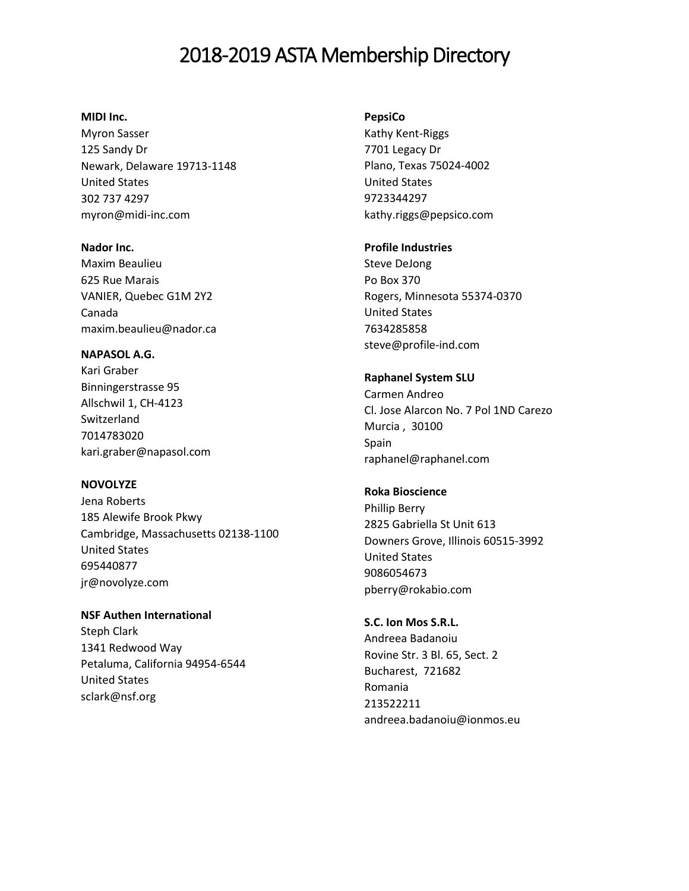# 2018-2019 ASTA Membership Directory

**MIDI Inc.**
Myron Sasser
125 Sandy Dr
Newark, Delaware 19713-1148
United States
302 737 4297
myron@midi-inc.com

**Nador Inc.**
Maxim Beaulieu
625 Rue Marais
VANIER, Quebec G1M 2Y2
Canada
maxim.beaulieu@nador.ca

**NAPASOL A.G.**
Kari Graber
Binningerstrasse 95
Allschwil 1, CH-4123
Switzerland
7014783020
kari.graber@napasol.com

**NOVOLYZE**
Jena Roberts
185 Alewife Brook Pkwy
Cambridge, Massachusetts 02138-1100
United States
695440877
jr@novolyze.com

**NSF Authen International**
Steph Clark
1341 Redwood Way
Petaluma, California 94954-6544
United States
sclark@nsf.org

**PepsiCo**
Kathy Kent-Riggs
7701 Legacy Dr
Plano, Texas 75024-4002
United States
9723344297
kathy.riggs@pepsico.com

**Profile Industries**
Steve DeJong
Po Box 370
Rogers, Minnesota 55374-0370
United States
7634285858
steve@profile-ind.com

**Raphanel System SLU**
Carmen Andreo
Cl. Jose Alarcon No. 7 Pol 1ND Carezo
Murcia , 30100
Spain
raphanel@raphanel.com

**Roka Bioscience**
Phillip Berry
2825 Gabriella St Unit 613
Downers Grove, Illinois 60515-3992
United States
9086054673
pberry@rokabio.com

**S.C. Ion Mos S.R.L.**
Andreea Badanoiu
Rovine Str. 3 Bl. 65, Sect. 2
Bucharest, 721682
Romania
213522211
andreea.badanoiu@ionmos.eu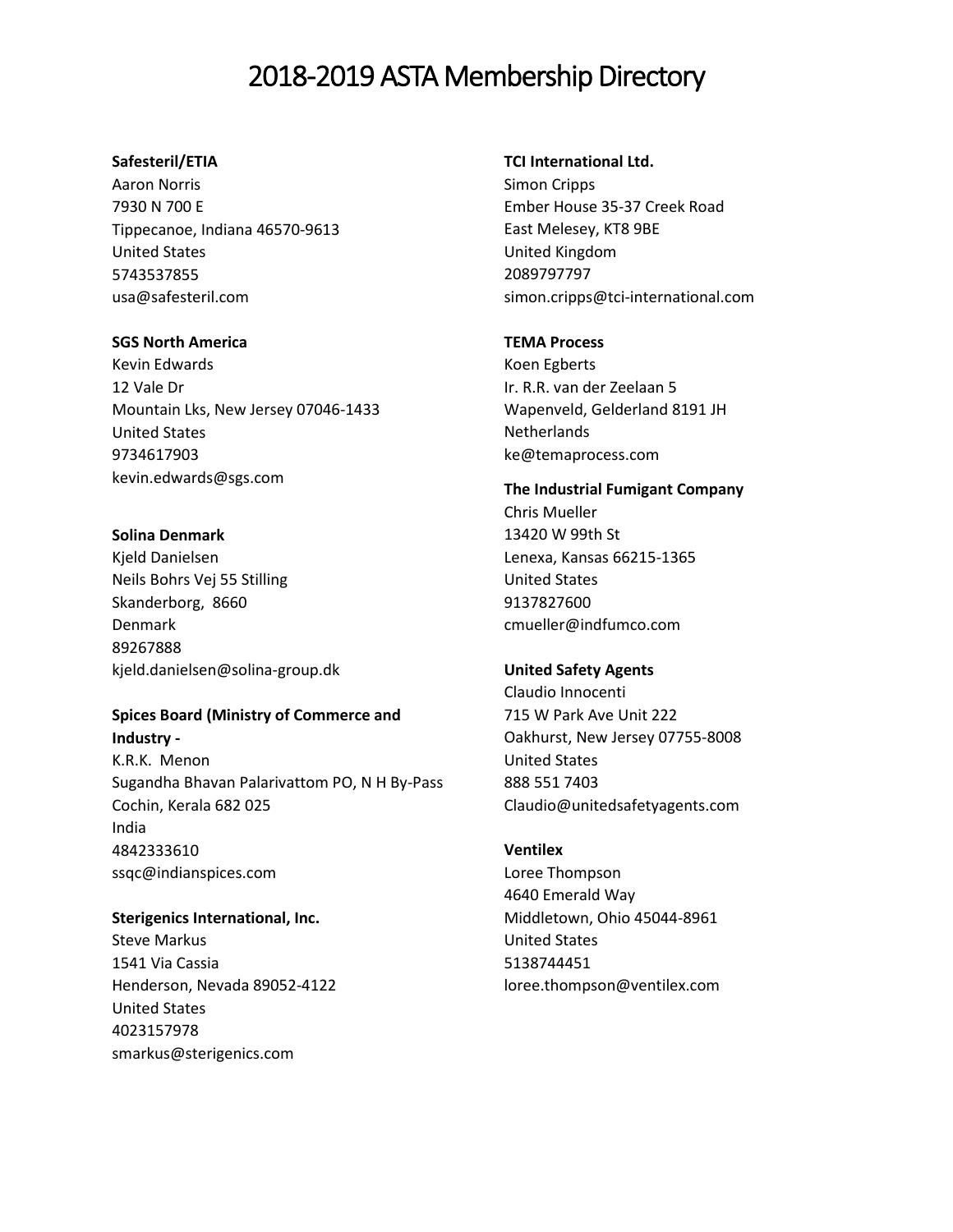# 2018-2019 ASTA Membership Directory

**Safesteril/ETIA**
Aaron Norris
7930 N 700 E
Tippecanoe, Indiana 46570-9613
United States
5743537855
usa@safesteril.com

**SGS North America**
Kevin Edwards
12 Vale Dr
Mountain Lks, New Jersey 07046-1433
United States
9734617903
kevin.edwards@sgs.com

**Solina Denmark**
Kjeld Danielsen
Neils Bohrs Vej 55 Stilling
Skanderborg, 8660
Denmark
89267888
kjeld.danielsen@solina-group.dk

**Spices Board (Ministry of Commerce and Industry -**
K.R.K. Menon
Sugandha Bhavan Palarivattom PO, N H By-Pass
Cochin, Kerala 682 025
India
4842333610
ssqc@indianspices.com

**Sterigenics International, Inc.**
Steve Markus
1541 Via Cassia
Henderson, Nevada 89052-4122
United States
4023157978
smarkus@sterigenics.com

**TCI International Ltd.**
Simon Cripps
Ember House 35-37 Creek Road
East Melesey, KT8 9BE
United Kingdom
2089797797
simon.cripps@tci-international.com

**TEMA Process**
Koen Egberts
Ir. R.R. van der Zeelaan 5
Wapenveld, Gelderland 8191 JH
Netherlands
ke@temaprocess.com

**The Industrial Fumigant Company**
Chris Mueller
13420 W 99th St
Lenexa, Kansas 66215-1365
United States
9137827600
cmueller@indfumco.com

**United Safety Agents**
Claudio Innocenti
715 W Park Ave Unit 222
Oakhurst, New Jersey 07755-8008
United States
888 551 7403
Claudio@unitedsafetyagents.com

**Ventilex**
Loree Thompson
4640 Emerald Way
Middletown, Ohio 45044-8961
United States
5138744451
loree.thompson@ventilex.com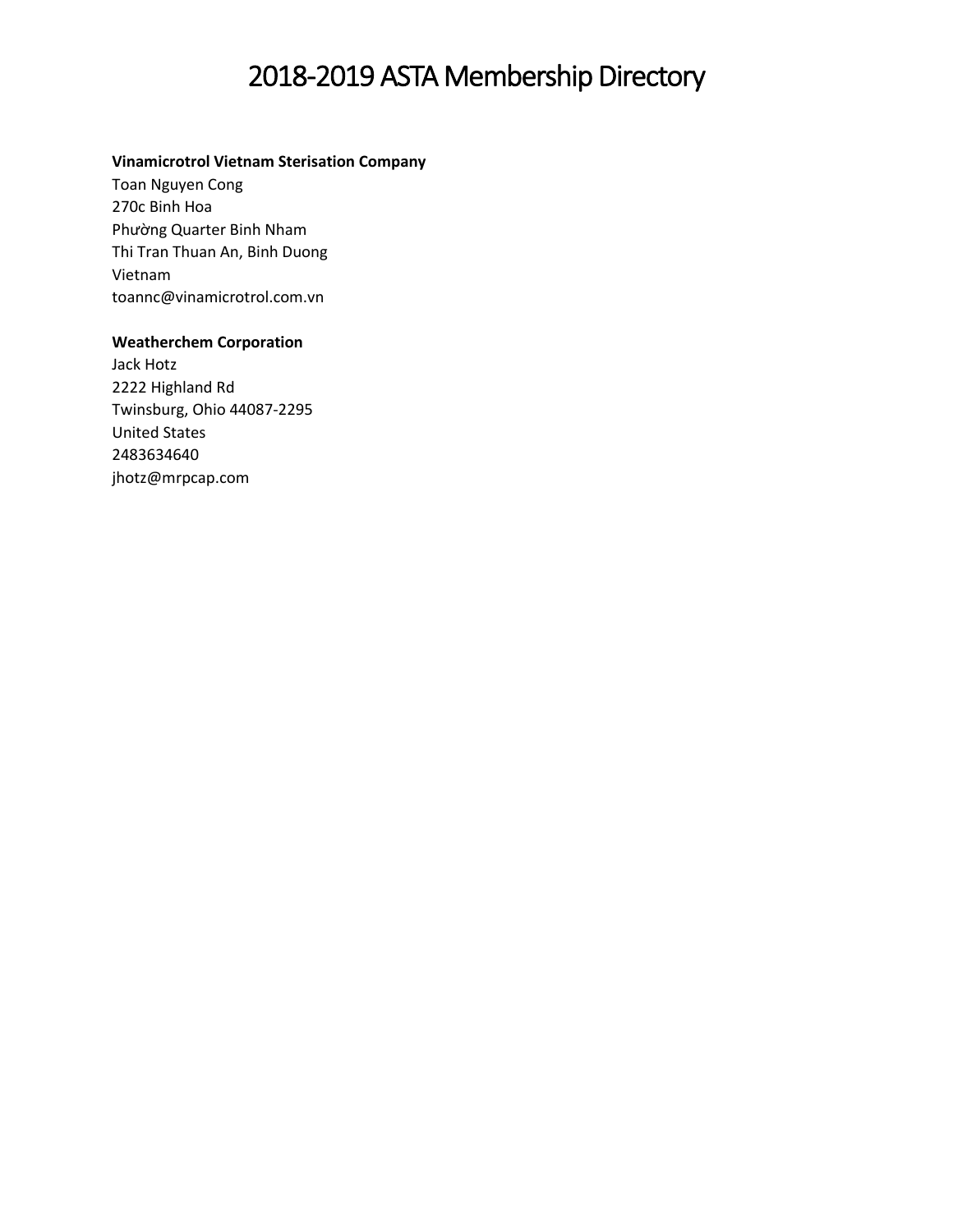**Vinamicrotrol Vietnam Sterisation Company**
Toan Nguyen Cong
270c Binh Hoa
Phường Quarter Binh Nham
Thi Tran Thuan An, Binh Duong
Vietnam
toannc@vinamicrotrol.com.vn

**Weatherchem Corporation**
Jack Hotz
2222 Highland Rd
Twinsburg, Ohio 44087-2295
United States
2483634640
jhotz@mrpcap.com